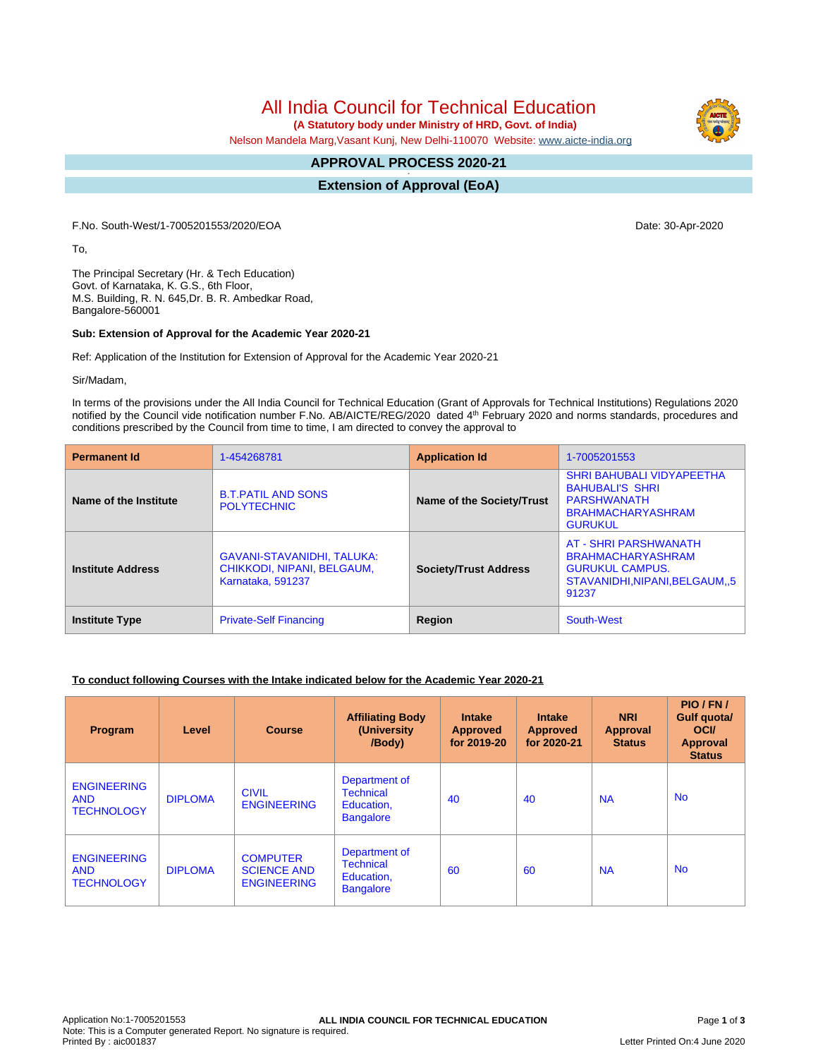# All India Council for Technical Education

**(A Statutory body under Ministry of HRD, Govt. of India)**

Nelson Mandela Marg,Vasant Kunj, New Delhi-110070 Website: www.aicte-india.org

## APPROVAL PROCESS 2020-21

## Extension of Approval (EoA)

F.No. South-West/1-7005201553/2020/EOA

Date: 30-Apr-2020

To,

The Principal Secretary (Hr. & Tech Education)
Govt. of Karnataka, K. G.S., 6th Floor,
M.S. Building, R. N. 645,Dr. B. R. Ambedkar Road,
Bangalore-560001

**Sub: Extension of Approval for the Academic Year 2020-21**

Ref: Application of the Institution for Extension of Approval for the Academic Year 2020-21

Sir/Madam,

In terms of the provisions under the All India Council for Technical Education (Grant of Approvals for Technical Institutions) Regulations 2020 notified by the Council vide notification number F.No. AB/AICTE/REG/2020 dated 4th February 2020 and norms standards, procedures and conditions prescribed by the Council from time to time, I am directed to convey the approval to

| **Permanent Id** | 1-454268781 | **Application Id** | 1-7005201553 |
|---|---|---|---|
| **Name of the Institute** | B.T.PATIL AND SONS POLYTECHNIC | **Name of the Society/Trust** | SHRI BAHUBALI VIDYAPEETHA BAHUBALI'S SHRI PARSHWANATH BRAHMACHARYASHRAM GURUKUL |
| **Institute Address** | GAVANI-STAVANIDHI, TALUKA: CHIKKODI, NIPANI, BELGAUM, Karnataka, 591237 | **Society/Trust Address** | AT - SHRI PARSHWANATH BRAHMACHARYASHRAM GURUKUL CAMPUS. STAVANIDHI,NIPANI,BELGAUM,,591237 |
| **Institute Type** | Private-Self Financing | **Region** | South-West |

**To conduct following Courses with the Intake indicated below for the Academic Year 2020-21**

| Program | Level | Course | Affiliating Body (University /Body) | Intake Approved for 2019-20 | Intake Approved for 2020-21 | NRI Approval Status | PIO / FN / Gulf quota/ OCI/ Approval Status |
|---|---|---|---|---|---|---|---|
| ENGINEERING AND TECHNOLOGY | DIPLOMA | CIVIL ENGINEERING | Department of Technical Education, Bangalore | 40 | 40 | NA | No |
| ENGINEERING AND TECHNOLOGY | DIPLOMA | COMPUTER SCIENCE AND ENGINEERING | Department of Technical Education, Bangalore | 60 | 60 | NA | No |

Application No:1-7005201553
Note: This is a Computer generated Report. No signature is required.
Printed By : aic001837

Letter Printed On:4 June 2020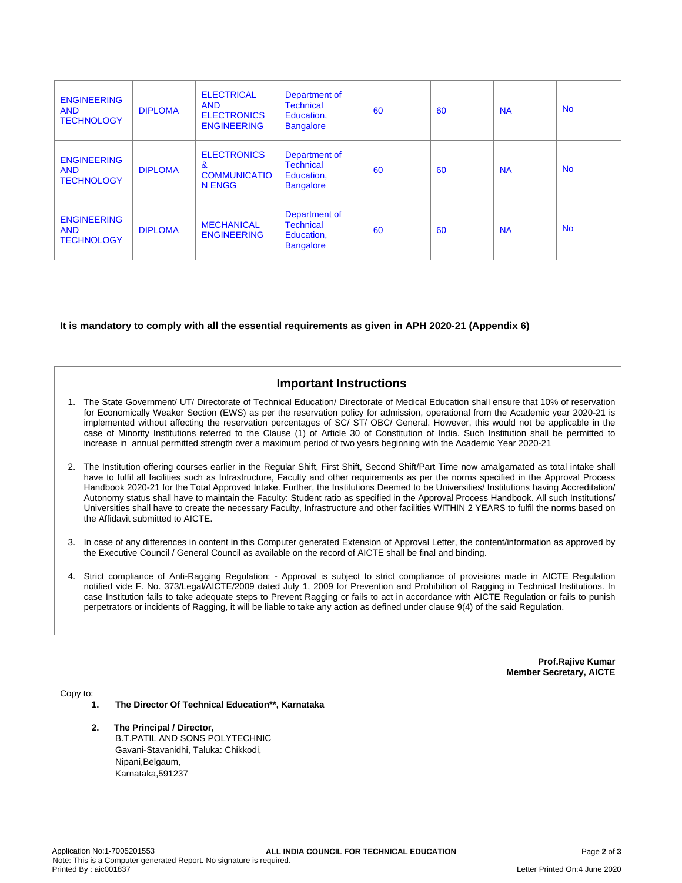| ENGINEERING AND TECHNOLOGY | DIPLOMA | ELECTRICAL AND ELECTRONICS ENGINEERING | Department of Technical Education, Bangalore | 60 | 60 | NA | No |
|---|---|---|---|---|---|---|---|
| ENGINEERING AND TECHNOLOGY | DIPLOMA | ELECTRONICS & COMMUNICATION ENGG | Department of Technical Education, Bangalore | 60 | 60 | NA | No |
| ENGINEERING AND TECHNOLOGY | DIPLOMA | MECHANICAL ENGINEERING | Department of Technical Education, Bangalore | 60 | 60 | NA | No |

**It is mandatory to comply with all the essential requirements as given in APH 2020-21 (Appendix 6)**

## Important Instructions

1. The State Government/ UT/ Directorate of Technical Education/ Directorate of Medical Education shall ensure that 10% of reservation for Economically Weaker Section (EWS) as per the reservation policy for admission, operational from the Academic year 2020-21 is implemented without affecting the reservation percentages of SC/ ST/ OBC/ General. However, this would not be applicable in the case of Minority Institutions referred to the Clause (1) of Article 30 of Constitution of India. Such Institution shall be permitted to increase in annual permitted strength over a maximum period of two years beginning with the Academic Year 2020-21

2. The Institution offering courses earlier in the Regular Shift, First Shift, Second Shift/Part Time now amalgamated as total intake shall have to fulfil all facilities such as Infrastructure, Faculty and other requirements as per the norms specified in the Approval Process Handbook 2020-21 for the Total Approved Intake. Further, the Institutions Deemed to be Universities/ Institutions having Accreditation/ Autonomy status shall have to maintain the Faculty: Student ratio as specified in the Approval Process Handbook. All such Institutions/ Universities shall have to create the necessary Faculty, Infrastructure and other facilities WITHIN 2 YEARS to fulfil the norms based on the Affidavit submitted to AICTE.

3. In case of any differences in content in this Computer generated Extension of Approval Letter, the content/information as approved by the Executive Council / General Council as available on the record of AICTE shall be final and binding.

4. Strict compliance of Anti-Ragging Regulation: - Approval is subject to strict compliance of provisions made in AICTE Regulation notified vide F. No. 373/Legal/AICTE/2009 dated July 1, 2009 for Prevention and Prohibition of Ragging in Technical Institutions. In case Institution fails to take adequate steps to Prevent Ragging or fails to act in accordance with AICTE Regulation or fails to punish perpetrators or incidents of Ragging, it will be liable to take any action as defined under clause 9(4) of the said Regulation.

**Prof.Rajive Kumar**
**Member Secretary, AICTE**

Copy to:

1. **The Director Of Technical Education\*\*, Karnataka**

2. **The Principal / Director,**
   B.T.PATIL AND SONS POLYTECHNIC
   Gavani-Stavanidhi, Taluka: Chikkodi,
   Nipani,Belgaum,
   Karnataka,591237

Application No:1-7005201553
Note: This is a Computer generated Report. No signature is required.
Printed By : aic001837
Letter Printed On:4 June 2020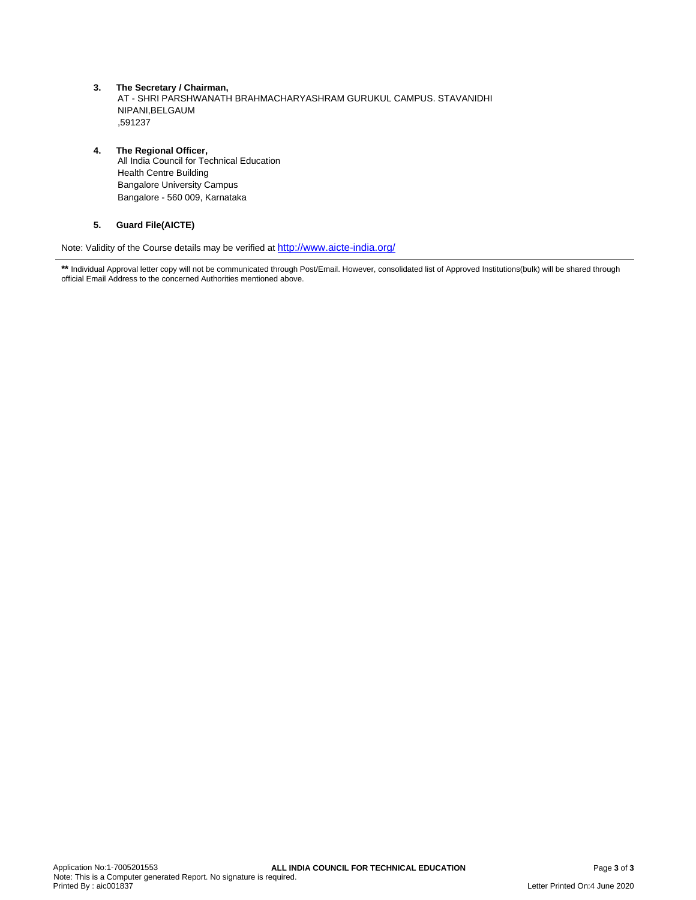3. **The Secretary / Chairman,**
   AT - SHRI PARSHWANATH BRAHMACHARYASHRAM GURUKUL CAMPUS. STAVANIDHI
   NIPANI,BELGAUM
   ,591237

4. **The Regional Officer,**
   All India Council for Technical Education
   Health Centre Building
   Bangalore University Campus
   Bangalore - 560 009, Karnataka

5. **Guard File(AICTE)**

Note: Validity of the Course details may be verified at http://www.aicte-india.org/

---

**\*\*** Individual Approval letter copy will not be communicated through Post/Email. However, consolidated list of Approved Institutions(bulk) will be shared through official Email Address to the concerned Authorities mentioned above.

Application No:1-7005201553
Note: This is a Computer generated Report. No signature is required.
Printed By : aic001837

**ALL INDIA COUNCIL FOR TECHNICAL EDUCATION**

Letter Printed On:4 June 2020